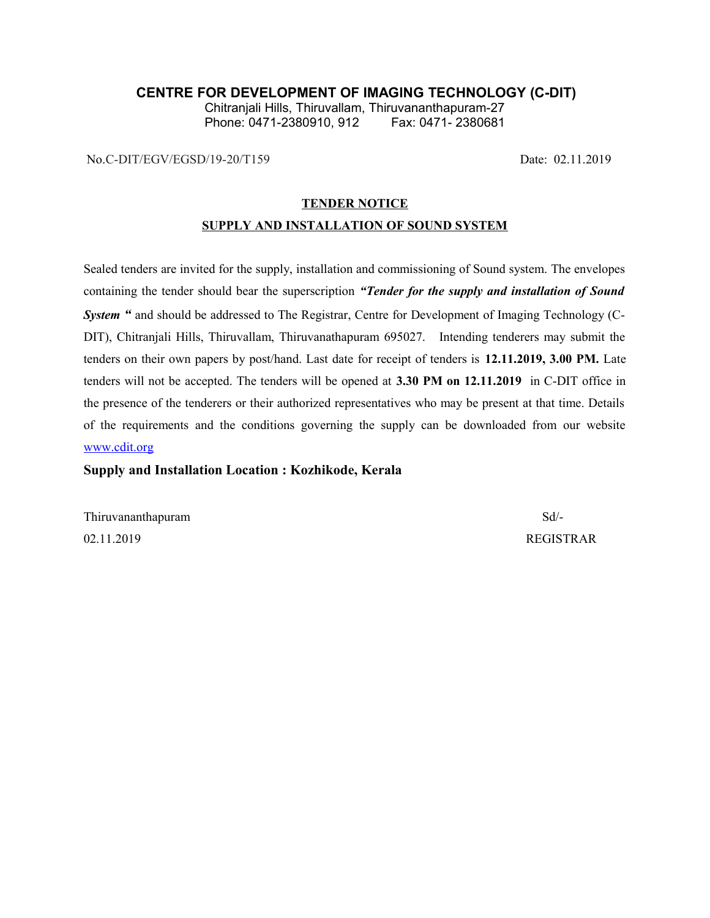# CENTRE FOR DEVELOPMENT OF IMAGING TECHNOLOGY (C-DIT)

Chitranjali Hills, Thiruvallam, Thiruvananthapuram-27
Phone: 0471-2380910, 912        Fax: 0471- 2380681

No.C-DIT/EGV/EGSD/19-20/T159        Date: 02.11.2019

## TENDER NOTICE

## SUPPLY AND INSTALLATION OF SOUND SYSTEM

Sealed tenders are invited for the supply, installation and commissioning of Sound system. The envelopes containing the tender should bear the superscription ***"Tender for the supply and installation of Sound System "*** and should be addressed to The Registrar, Centre for Development of Imaging Technology (C-DIT), Chitranjali Hills, Thiruvallam, Thiruvanathapuram 695027. Intending tenderers may submit the tenders on their own papers by post/hand. Last date for receipt of tenders is **12.11.2019, 3.00 PM.** Late tenders will not be accepted. The tenders will be opened at **3.30 PM on 12.11.2019** in C-DIT office in the presence of the tenderers or their authorized representatives who may be present at that time. Details of the requirements and the conditions governing the supply can be downloaded from our website www.cdit.org

**Supply and Installation Location : Kozhikode, Kerala**

Thiruvananthapuram        Sd/-
02.11.2019        REGISTRAR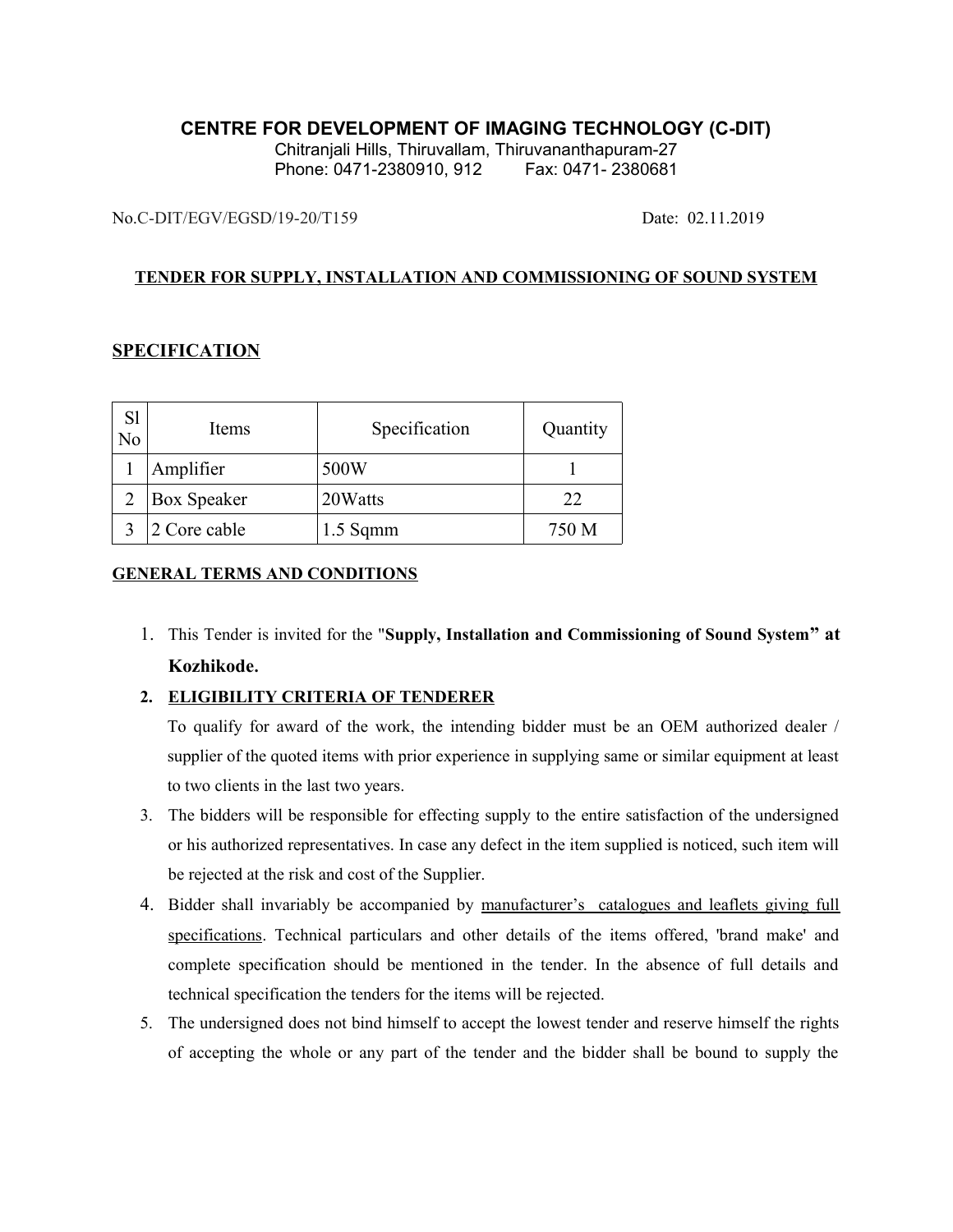# CENTRE FOR DEVELOPMENT OF IMAGING TECHNOLOGY (C-DIT)

Chitranjali Hills, Thiruvallam, Thiruvananthapuram-27
Phone: 0471-2380910, 912 Fax: 0471- 2380681

No.C-DIT/EGV/EGSD/19-20/T159 Date: 02.11.2019

## TENDER FOR SUPPLY, INSTALLATION AND COMMISSIONING OF SOUND SYSTEM

## SPECIFICATION

| Sl No | Items | Specification | Quantity |
| --- | --- | --- | --- |
| 1 | Amplifier | 500W | 1 |
| 2 | Box Speaker | 20Watts | 22 |
| 3 | 2 Core cable | 1.5 Sqmm | 750 M |

## GENERAL TERMS AND CONDITIONS

1. This Tender is invited for the "**Supply, Installation and Commissioning of Sound System" at Kozhikode.**
2. **ELIGIBILITY CRITERIA OF TENDERER**
   To qualify for award of the work, the intending bidder must be an OEM authorized dealer / supplier of the quoted items with prior experience in supplying same or similar equipment at least to two clients in the last two years.
3. The bidders will be responsible for effecting supply to the entire satisfaction of the undersigned or his authorized representatives. In case any defect in the item supplied is noticed, such item will be rejected at the risk and cost of the Supplier.
4. Bidder shall invariably be accompanied by manufacturer's catalogues and leaflets giving full specifications. Technical particulars and other details of the items offered, 'brand make' and complete specification should be mentioned in the tender. In the absence of full details and technical specification the tenders for the items will be rejected.
5. The undersigned does not bind himself to accept the lowest tender and reserve himself the rights of accepting the whole or any part of the tender and the bidder shall be bound to supply the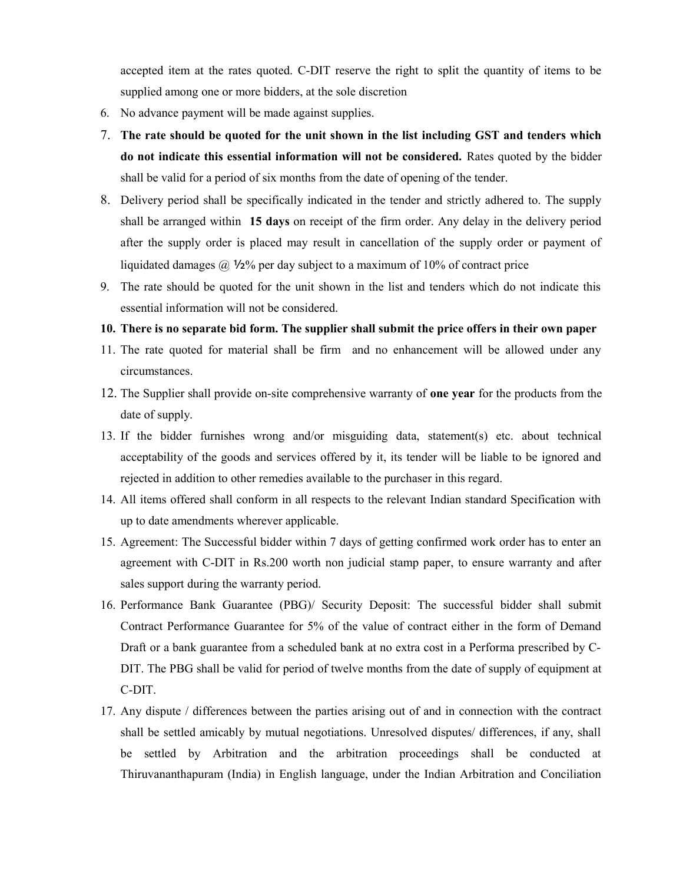accepted item at the rates quoted. C-DIT reserve the right to split the quantity of items to be supplied among one or more bidders, at the sole discretion

6. No advance payment will be made against supplies.
7. **The rate should be quoted for the unit shown in the list including GST and tenders which do not indicate this essential information will not be considered.** Rates quoted by the bidder shall be valid for a period of six months from the date of opening of the tender.
8. Delivery period shall be specifically indicated in the tender and strictly adhered to. The supply shall be arranged within **15 days** on receipt of the firm order. Any delay in the delivery period after the supply order is placed may result in cancellation of the supply order or payment of liquidated damages @ **½**% per day subject to a maximum of 10% of contract price
9. The rate should be quoted for the unit shown in the list and tenders which do not indicate this essential information will not be considered.
10. **There is no separate bid form. The supplier shall submit the price offers in their own paper**
11. The rate quoted for material shall be firm and no enhancement will be allowed under any circumstances.
12. The Supplier shall provide on-site comprehensive warranty of **one year** for the products from the date of supply.
13. If the bidder furnishes wrong and/or misguiding data, statement(s) etc. about technical acceptability of the goods and services offered by it, its tender will be liable to be ignored and rejected in addition to other remedies available to the purchaser in this regard.
14. All items offered shall conform in all respects to the relevant Indian standard Specification with up to date amendments wherever applicable.
15. Agreement: The Successful bidder within 7 days of getting confirmed work order has to enter an agreement with C-DIT in Rs.200 worth non judicial stamp paper, to ensure warranty and after sales support during the warranty period.
16. Performance Bank Guarantee (PBG)/ Security Deposit: The successful bidder shall submit Contract Performance Guarantee for 5% of the value of contract either in the form of Demand Draft or a bank guarantee from a scheduled bank at no extra cost in a Performa prescribed by C-DIT. The PBG shall be valid for period of twelve months from the date of supply of equipment at C-DIT.
17. Any dispute / differences between the parties arising out of and in connection with the contract shall be settled amicably by mutual negotiations. Unresolved disputes/ differences, if any, shall be settled by Arbitration and the arbitration proceedings shall be conducted at Thiruvananthapuram (India) in English language, under the Indian Arbitration and Conciliation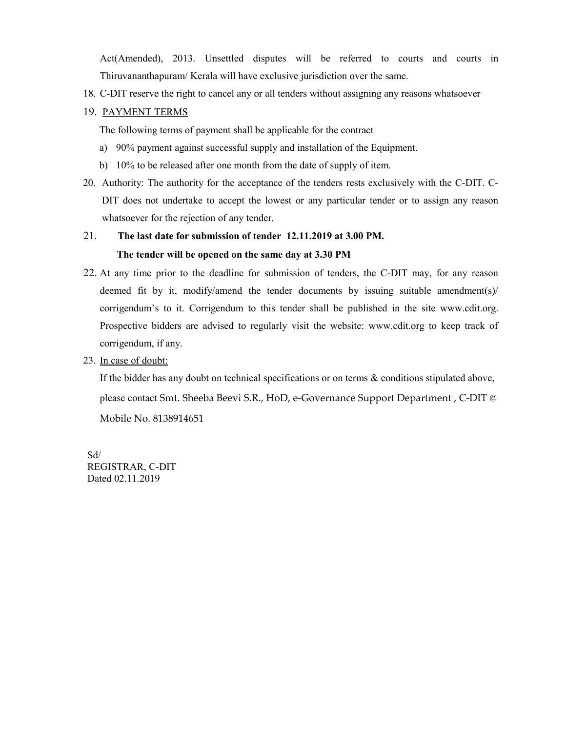Act(Amended), 2013. Unsettled disputes will be referred to courts and courts in Thiruvananthapuram/ Kerala will have exclusive jurisdiction over the same.

18. C-DIT reserve the right to cancel any or all tenders without assigning any reasons whatsoever
19. <u>PAYMENT TERMS</u>

    The following terms of payment shall be applicable for the contract

    a) 90% payment against successful supply and installation of the Equipment.

    b) 10% to be released after one month from the date of supply of item.
20. Authority: The authority for the acceptance of the tenders rests exclusively with the C-DIT. C-DIT does not undertake to accept the lowest or any particular tender or to assign any reason whatsoever for the rejection of any tender.
21. **The last date for submission of tender 12.11.2019 at 3.00 PM.**

    **The tender will be opened on the same day at 3.30 PM**
22. At any time prior to the deadline for submission of tenders, the C-DIT may, for any reason deemed fit by it, modify/amend the tender documents by issuing suitable amendment(s)/ corrigendum's to it. Corrigendum to this tender shall be published in the site www.cdit.org. Prospective bidders are advised to regularly visit the website: www.cdit.org to keep track of corrigendum, if any.
23. <u>In case of doubt:</u>

    If the bidder has any doubt on technical specifications or on terms & conditions stipulated above, please contact Smt. Sheeba Beevi S.R., HoD, e-Governance Support Department , C-DIT @ Mobile No. 8138914651

Sd/
REGISTRAR, C-DIT
Dated 02.11.2019